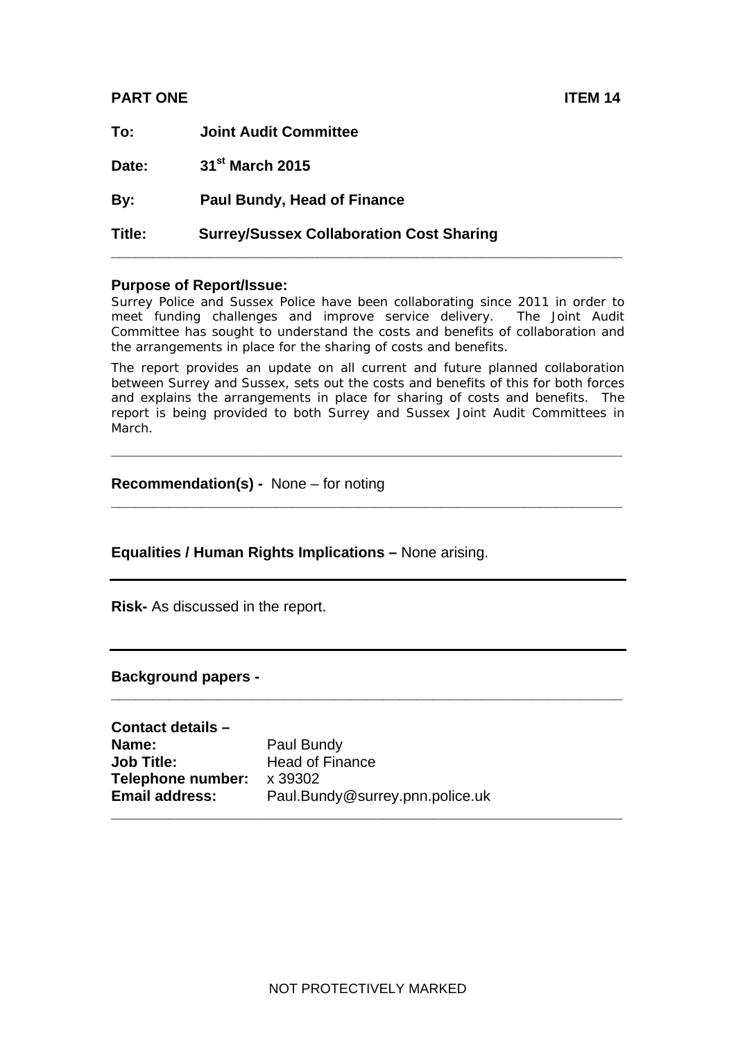**PART ONE** **ITEM 14**

**To:** **Joint Audit Committee**

**Date:** **31st March 2015**

**By:** **Paul Bundy, Head of Finance**

**Title:** **Surrey/Sussex Collaboration Cost Sharing**

---

**Purpose of Report/Issue:**

Surrey Police and Sussex Police have been collaborating since 2011 in order to meet funding challenges and improve service delivery. The Joint Audit Committee has sought to understand the costs and benefits of collaboration and the arrangements in place for the sharing of costs and benefits.

The report provides an update on all current and future planned collaboration between Surrey and Sussex, sets out the costs and benefits of this for both forces and explains the arrangements in place for sharing of costs and benefits. The report is being provided to both Surrey and Sussex Joint Audit Committees in March.

---

**Recommendation(s) -** None – for noting

---

**Equalities / Human Rights Implications –** None arising.

---

**Risk-** As discussed in the report.

---

**Background papers -**

---

**Contact details –**
**Name:** Paul Bundy
**Job Title:** Head of Finance
**Telephone number:** x 39302
**Email address:** Paul.Bundy@surrey.pnn.police.uk

---

NOT PROTECTIVELY MARKED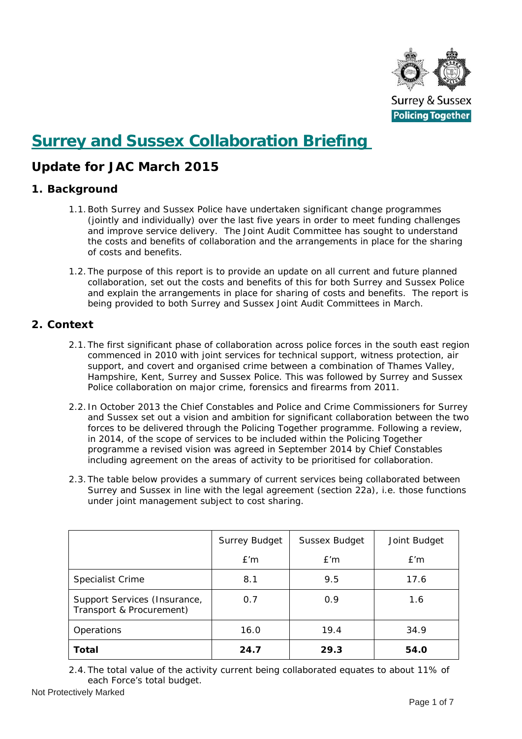# Surrey and Sussex Collaboration Briefing

## Update for JAC March 2015

### 1. Background

1.1. Both Surrey and Sussex Police have undertaken significant change programmes (jointly and individually) over the last five years in order to meet funding challenges and improve service delivery. The Joint Audit Committee has sought to understand the costs and benefits of collaboration and the arrangements in place for the sharing of costs and benefits.

1.2. The purpose of this report is to provide an update on all current and future planned collaboration, set out the costs and benefits of this for both Surrey and Sussex Police and explain the arrangements in place for sharing of costs and benefits. The report is being provided to both Surrey and Sussex Joint Audit Committees in March.

### 2. Context

2.1. The first significant phase of collaboration across police forces in the south east region commenced in 2010 with joint services for technical support, witness protection, air support, and covert and organised crime between a combination of Thames Valley, Hampshire, Kent, Surrey and Sussex Police. This was followed by Surrey and Sussex Police collaboration on major crime, forensics and firearms from 2011.

2.2. In October 2013 the Chief Constables and Police and Crime Commissioners for Surrey and Sussex set out a vision and ambition for significant collaboration between the two forces to be delivered through the Policing Together programme. Following a review, in 2014, of the scope of services to be included within the Policing Together programme a revised vision was agreed in September 2014 by Chief Constables including agreement on the areas of activity to be prioritised for collaboration.

2.3. The table below provides a summary of current services being collaborated between Surrey and Sussex in line with the legal agreement (section 22a), i.e. those functions under joint management subject to cost sharing.

| | Surrey Budget £'m | Sussex Budget £'m | Joint Budget £'m |
|---|---|---|---|
| Specialist Crime | 8.1 | 9.5 | 17.6 |
| Support Services (Insurance, Transport & Procurement) | 0.7 | 0.9 | 1.6 |
| Operations | 16.0 | 19.4 | 34.9 |
| **Total** | **24.7** | **29.3** | **54.0** |

2.4. The total value of the activity current being collaborated equates to about 11% of each Force's total budget.

Not Protectively Marked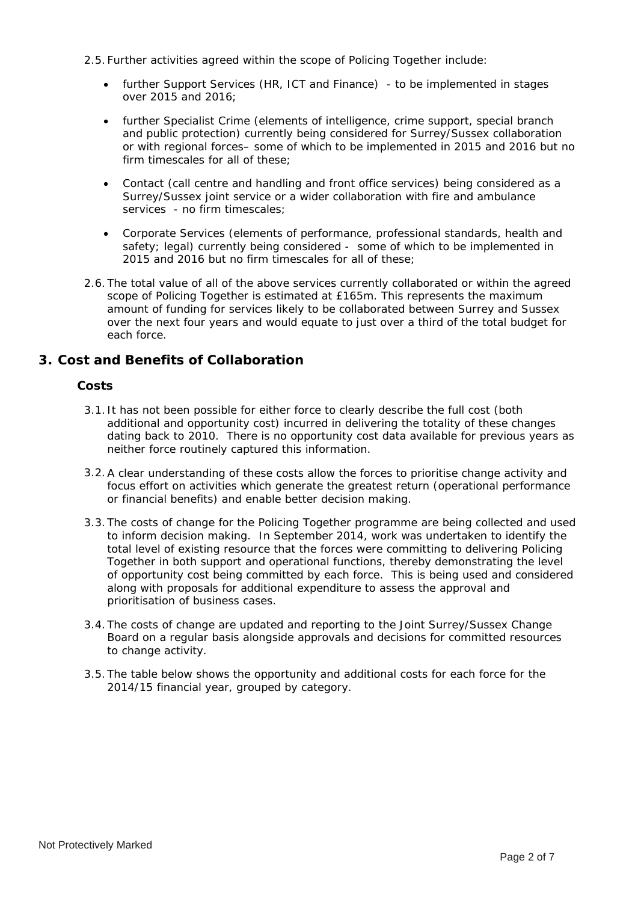2.5. Further activities agreed within the scope of Policing Together include:

- further Support Services (HR, ICT and Finance) - to be implemented in stages over 2015 and 2016;
- further Specialist Crime (elements of intelligence, crime support, special branch and public protection) currently being considered for Surrey/Sussex collaboration or with regional forces– some of which to be implemented in 2015 and 2016 but no firm timescales for all of these;
- Contact (call centre and handling and front office services) being considered as a Surrey/Sussex joint service or a wider collaboration with fire and ambulance services - no firm timescales;
- Corporate Services (elements of performance, professional standards, health and safety; legal) currently being considered - some of which to be implemented in 2015 and 2016 but no firm timescales for all of these;

2.6. The total value of all of the above services currently collaborated or within the agreed scope of Policing Together is estimated at £165m. This represents the maximum amount of funding for services likely to be collaborated between Surrey and Sussex over the next four years and would equate to just over a third of the total budget for each force.

## 3. Cost and Benefits of Collaboration

### Costs

3.1. It has not been possible for either force to clearly describe the full cost (both additional and opportunity cost) incurred in delivering the totality of these changes dating back to 2010. There is no opportunity cost data available for previous years as neither force routinely captured this information.

3.2. A clear understanding of these costs allow the forces to prioritise change activity and focus effort on activities which generate the greatest return (operational performance or financial benefits) and enable better decision making.

3.3. The costs of change for the Policing Together programme are being collected and used to inform decision making. In September 2014, work was undertaken to identify the total level of existing resource that the forces were committing to delivering Policing Together in both support and operational functions, thereby demonstrating the level of opportunity cost being committed by each force. This is being used and considered along with proposals for additional expenditure to assess the approval and prioritisation of business cases.

3.4. The costs of change are updated and reporting to the Joint Surrey/Sussex Change Board on a regular basis alongside approvals and decisions for committed resources to change activity.

3.5. The table below shows the opportunity and additional costs for each force for the 2014/15 financial year, grouped by category.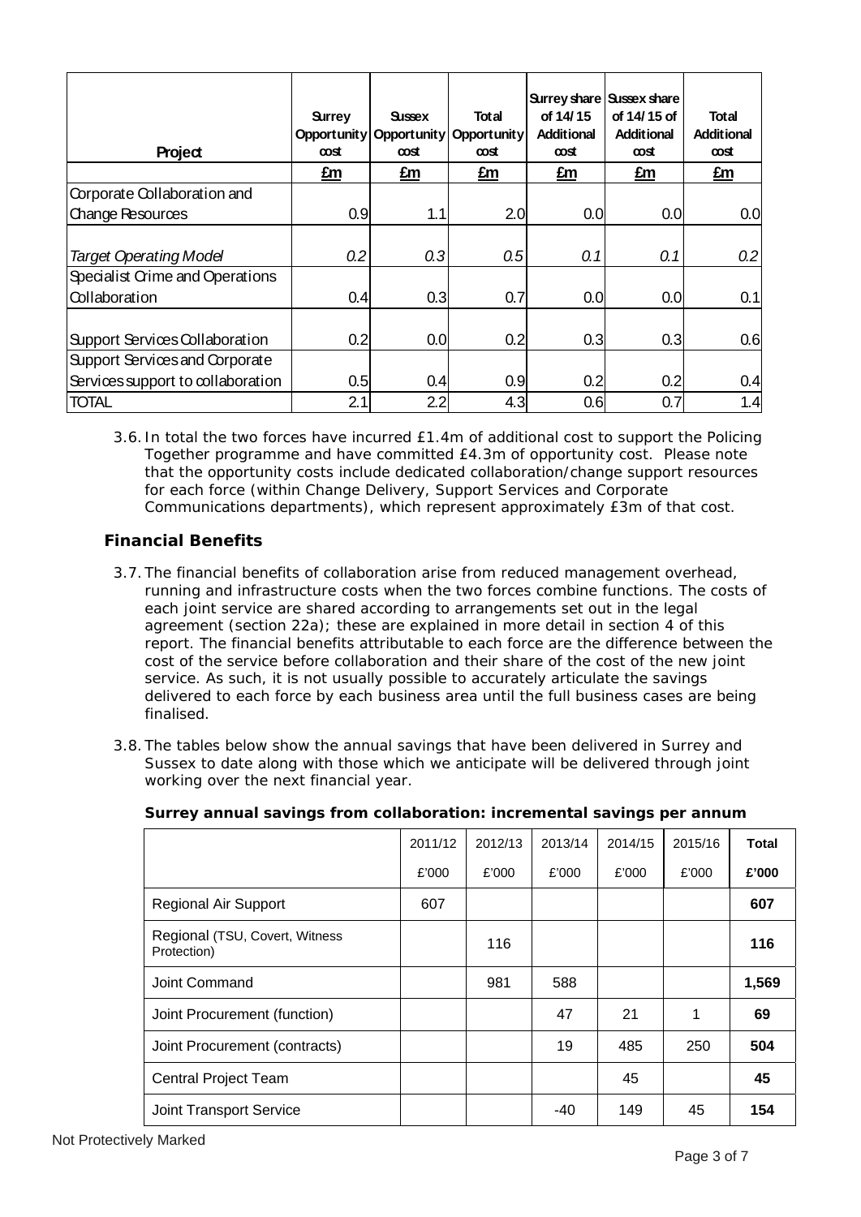| Project | Surrey Opportunity cost | Sussex Opportunity cost | Total Opportunity cost | Surrey share of 14/15 Additional cost | Sussex share of 14/15 of Additional cost | Total Additional cost |
|---|---|---|---|---|---|---|
| | £m | £m | £m | £m | £m | £m |
| Corporate Collaboration and Change Resources | 0.9 | 1.1 | 2.0 | 0.0 | 0.0 | 0.0 |
| *Target Operating Model* | *0.2* | *0.3* | *0.5* | *0.1* | *0.1* | *0.2* |
| Specialist Crime and Operations Collaboration | 0.4 | 0.3 | 0.7 | 0.0 | 0.0 | 0.1 |
| Support Services Collaboration | 0.2 | 0.0 | 0.2 | 0.3 | 0.3 | 0.6 |
| Support Services and Corporate Services support to collaboration | 0.5 | 0.4 | 0.9 | 0.2 | 0.2 | 0.4 |
| TOTAL | 2.1 | 2.2 | 4.3 | 0.6 | 0.7 | 1.4 |

3.6. In total the two forces have incurred £1.4m of additional cost to support the Policing Together programme and have committed £4.3m of opportunity cost. Please note that the opportunity costs include dedicated collaboration/change support resources for each force (within Change Delivery, Support Services and Corporate Communications departments), which represent approximately £3m of that cost.

### Financial Benefits

3.7. The financial benefits of collaboration arise from reduced management overhead, running and infrastructure costs when the two forces combine functions. The costs of each joint service are shared according to arrangements set out in the legal agreement (section 22a); these are explained in more detail in section 4 of this report. The financial benefits attributable to each force are the difference between the cost of the service before collaboration and their share of the cost of the new joint service. As such, it is not usually possible to accurately articulate the savings delivered to each force by each business area until the full business cases are being finalised.

3.8. The tables below show the annual savings that have been delivered in Surrey and Sussex to date along with those which we anticipate will be delivered through joint working over the next financial year.

**Surrey annual savings from collaboration: incremental savings per annum**

| | 2011/12 | 2012/13 | 2013/14 | 2014/15 | 2015/16 | **Total** |
|---|---|---|---|---|---|---|
| | £'000 | £'000 | £'000 | £'000 | £'000 | **£'000** |
| Regional Air Support | 607 | | | | | **607** |
| Regional (TSU, Covert, Witness Protection) | | 116 | | | | **116** |
| Joint Command | | 981 | 588 | | | **1,569** |
| Joint Procurement (function) | | | 47 | 21 | 1 | **69** |
| Joint Procurement (contracts) | | | 19 | 485 | 250 | **504** |
| Central Project Team | | | | 45 | | **45** |
| Joint Transport Service | | | -40 | 149 | 45 | **154** |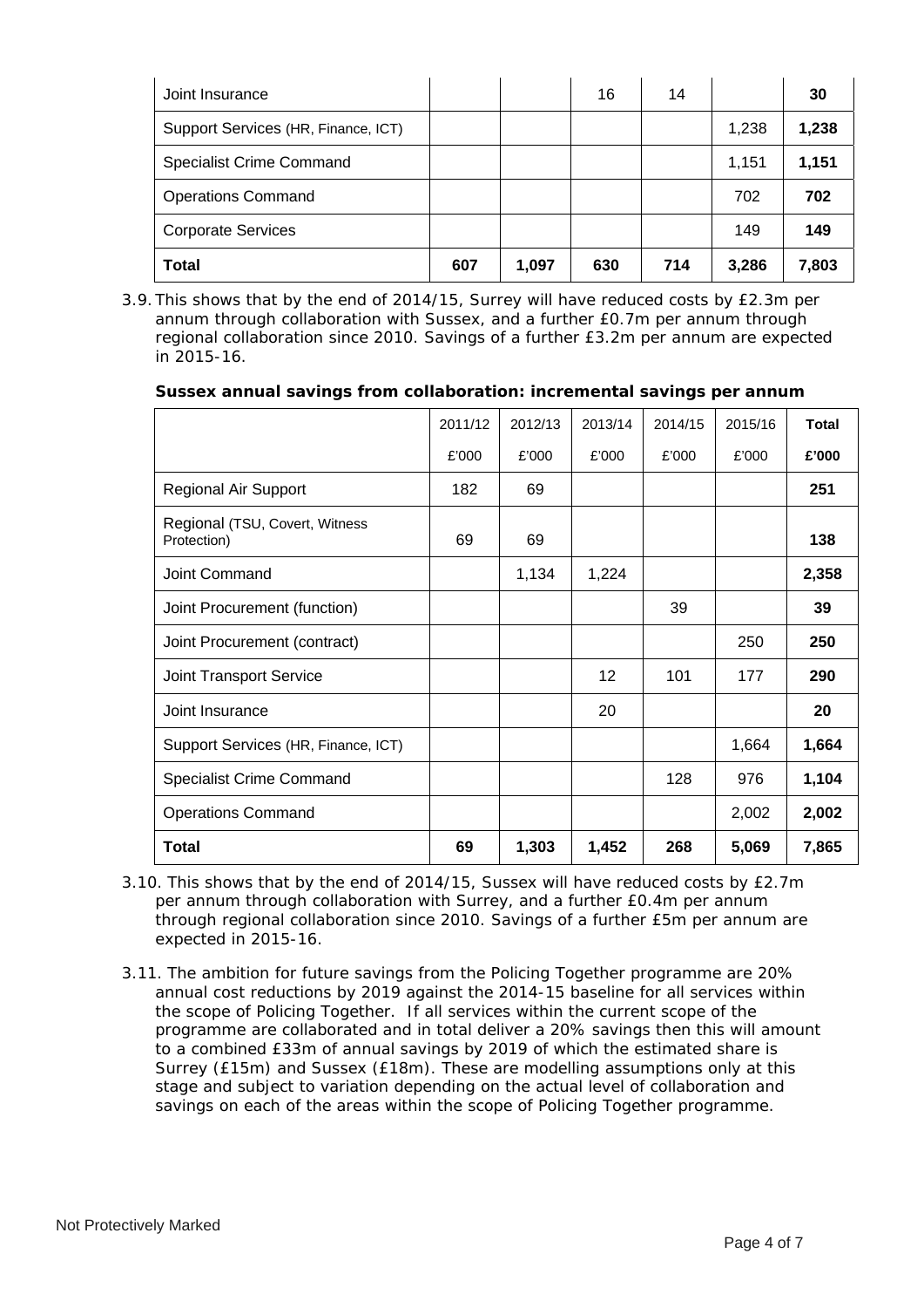| | | | | | | |
|---|---|---|---|---|---|---|
| Joint Insurance | | | 16 | 14 | | **30** |
| Support Services (HR, Finance, ICT) | | | | | 1,238 | **1,238** |
| Specialist Crime Command | | | | | 1,151 | **1,151** |
| Operations Command | | | | | 702 | **702** |
| Corporate Services | | | | | 149 | **149** |
| **Total** | **607** | **1,097** | **630** | **714** | **3,286** | **7,803** |

3.9. This shows that by the end of 2014/15, Surrey will have reduced costs by £2.3m per annum through collaboration with Sussex, and a further £0.7m per annum through regional collaboration since 2010. Savings of a further £3.2m per annum are expected in 2015-16.

**Sussex annual savings from collaboration: incremental savings per annum**

| | 2011/12 | 2012/13 | 2013/14 | 2014/15 | 2015/16 | **Total** |
|---|---|---|---|---|---|---|
| | £'000 | £'000 | £'000 | £'000 | £'000 | **£'000** |
| Regional Air Support | 182 | 69 | | | | **251** |
| Regional (TSU, Covert, Witness Protection) | 69 | 69 | | | | **138** |
| Joint Command | | 1,134 | 1,224 | | | **2,358** |
| Joint Procurement (function) | | | | 39 | | **39** |
| Joint Procurement (contract) | | | | | 250 | **250** |
| Joint Transport Service | | | 12 | 101 | 177 | **290** |
| Joint Insurance | | | 20 | | | **20** |
| Support Services (HR, Finance, ICT) | | | | | 1,664 | **1,664** |
| Specialist Crime Command | | | | 128 | 976 | **1,104** |
| Operations Command | | | | | 2,002 | **2,002** |
| **Total** | **69** | **1,303** | **1,452** | **268** | **5,069** | **7,865** |

3.10. This shows that by the end of 2014/15, Sussex will have reduced costs by £2.7m per annum through collaboration with Surrey, and a further £0.4m per annum through regional collaboration since 2010. Savings of a further £5m per annum are expected in 2015-16.

3.11. The ambition for future savings from the Policing Together programme are 20% annual cost reductions by 2019 against the 2014-15 baseline for all services within the scope of Policing Together. If all services within the current scope of the programme are collaborated and in total deliver a 20% savings then this will amount to a combined £33m of annual savings by 2019 of which the estimated share is Surrey (£15m) and Sussex (£18m). These are modelling assumptions only at this stage and subject to variation depending on the actual level of collaboration and savings on each of the areas within the scope of Policing Together programme.

Not Protectively Marked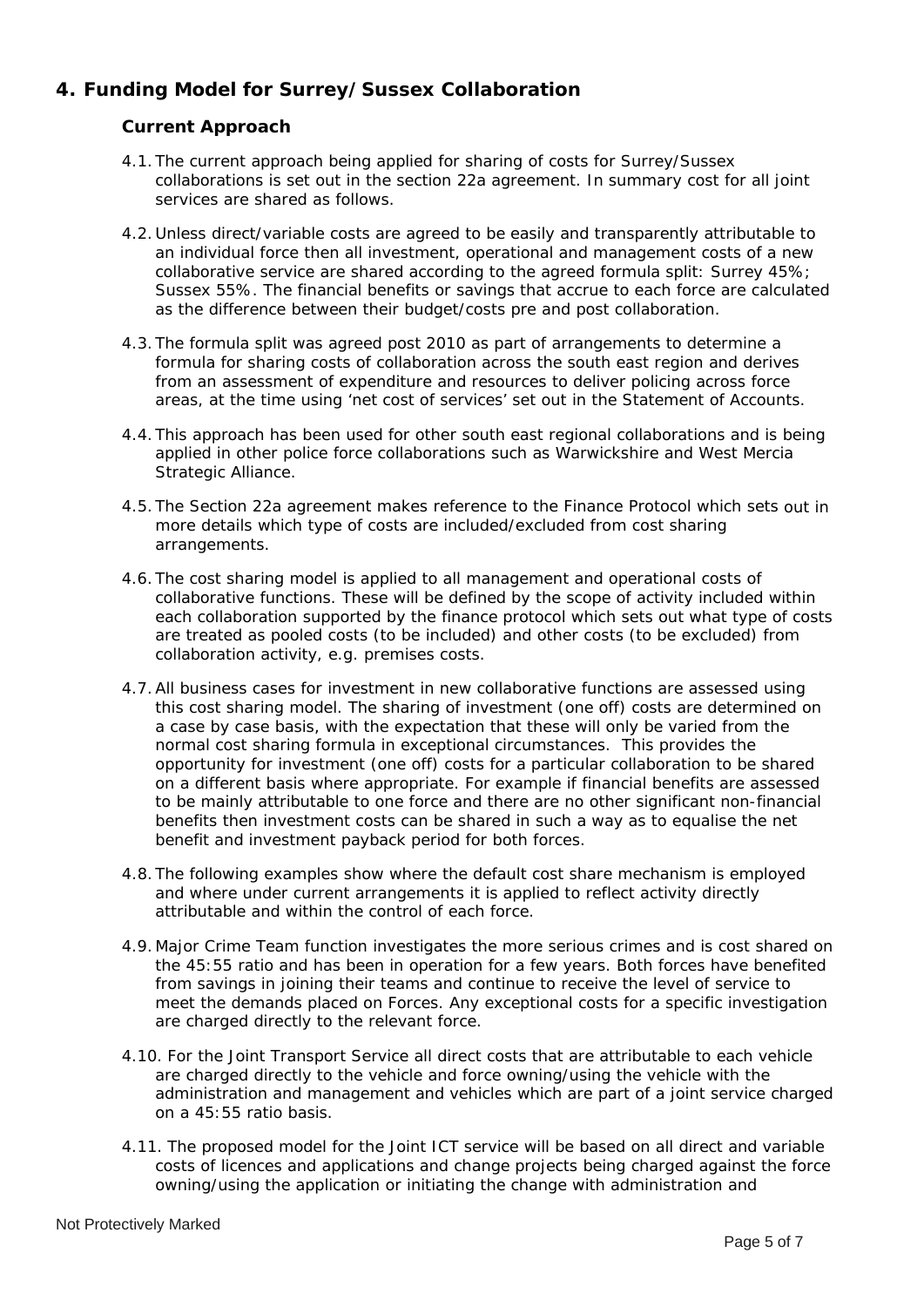## 4. Funding Model for Surrey/Sussex Collaboration

### Current Approach

4.1. The current approach being applied for sharing of costs for Surrey/Sussex collaborations is set out in the section 22a agreement. In summary cost for all joint services are shared as follows.

4.2. Unless direct/variable costs are agreed to be easily and transparently attributable to an individual force then all investment, operational and management costs of a new collaborative service are shared according to the agreed formula split: Surrey 45%; Sussex 55%. The financial benefits or savings that accrue to each force are calculated as the difference between their budget/costs pre and post collaboration.

4.3. The formula split was agreed post 2010 as part of arrangements to determine a formula for sharing costs of collaboration across the south east region and derives from an assessment of expenditure and resources to deliver policing across force areas, at the time using 'net cost of services' set out in the Statement of Accounts.

4.4. This approach has been used for other south east regional collaborations and is being applied in other police force collaborations such as Warwickshire and West Mercia Strategic Alliance.

4.5. The Section 22a agreement makes reference to the Finance Protocol which sets out in more details which type of costs are included/excluded from cost sharing arrangements.

4.6. The cost sharing model is applied to all management and operational costs of collaborative functions. These will be defined by the scope of activity included within each collaboration supported by the finance protocol which sets out what type of costs are treated as pooled costs (to be included) and other costs (to be excluded) from collaboration activity, e.g. premises costs.

4.7. All business cases for investment in new collaborative functions are assessed using this cost sharing model. The sharing of investment (one off) costs are determined on a case by case basis, with the expectation that these will only be varied from the normal cost sharing formula in exceptional circumstances. This provides the opportunity for investment (one off) costs for a particular collaboration to be shared on a different basis where appropriate. For example if financial benefits are assessed to be mainly attributable to one force and there are no other significant non-financial benefits then investment costs can be shared in such a way as to equalise the net benefit and investment payback period for both forces.

4.8. The following examples show where the default cost share mechanism is employed and where under current arrangements it is applied to reflect activity directly attributable and within the control of each force.

4.9. Major Crime Team function investigates the more serious crimes and is cost shared on the 45:55 ratio and has been in operation for a few years. Both forces have benefited from savings in joining their teams and continue to receive the level of service to meet the demands placed on Forces. Any exceptional costs for a specific investigation are charged directly to the relevant force.

4.10. For the Joint Transport Service all direct costs that are attributable to each vehicle are charged directly to the vehicle and force owning/using the vehicle with the administration and management and vehicles which are part of a joint service charged on a 45:55 ratio basis.

4.11. The proposed model for the Joint ICT service will be based on all direct and variable costs of licences and applications and change projects being charged against the force owning/using the application or initiating the change with administration and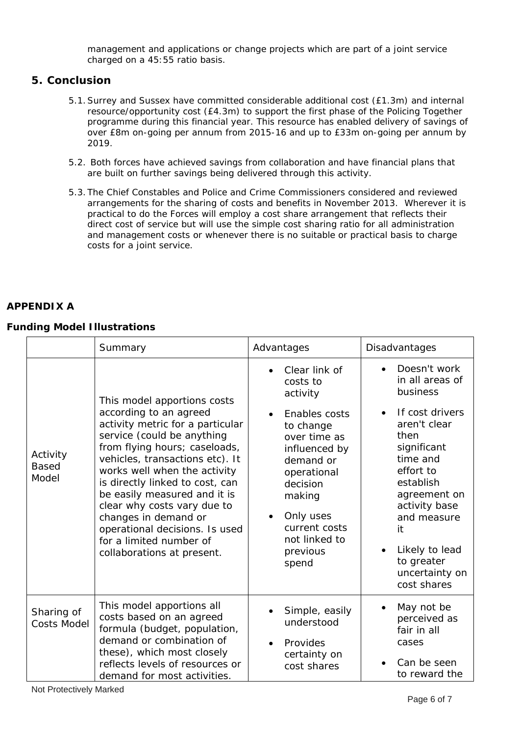management and applications or change projects which are part of a joint service charged on a 45:55 ratio basis.

## 5. Conclusion

5.1. Surrey and Sussex have committed considerable additional cost (£1.3m) and internal resource/opportunity cost (£4.3m) to support the first phase of the Policing Together programme during this financial year. This resource has enabled delivery of savings of over £8m on-going per annum from 2015-16 and up to £33m on-going per annum by 2019.

5.2. Both forces have achieved savings from collaboration and have financial plans that are built on further savings being delivered through this activity.

5.3. The Chief Constables and Police and Crime Commissioners considered and reviewed arrangements for the sharing of costs and benefits in November 2013. Wherever it is practical to do the Forces will employ a cost share arrangement that reflects their direct cost of service but will use the simple cost sharing ratio for all administration and management costs or whenever there is no suitable or practical basis to charge costs for a joint service.

**APPENDIX A**

**Funding Model Illustrations**

| | Summary | Advantages | Disadvantages |
|---|---|---|---|
| Activity Based Model | This model apportions costs according to an agreed activity metric for a particular service (could be anything from flying hours; caseloads, vehicles, transactions etc). It works well when the activity is directly linked to cost, can be easily measured and it is clear why costs vary due to changes in demand or operational decisions. Is used for a limited number of collaborations at present. | • Clear link of costs to activity<br>• Enables costs to change over time as influenced by demand or operational decision making<br>• Only uses current costs not linked to previous spend | • Doesn't work in all areas of business<br>• If cost drivers aren't clear then significant time and effort to establish agreement on activity base and measure it<br>• Likely to lead to greater uncertainty on cost shares |
| Sharing of Costs Model | This model apportions all costs based on an agreed formula (budget, population, demand or combination of these), which most closely reflects levels of resources or demand for most activities. | • Simple, easily understood<br>• Provides certainty on cost shares | • May not be perceived as fair in all cases<br>• Can be seen to reward the |

Not Protectively Marked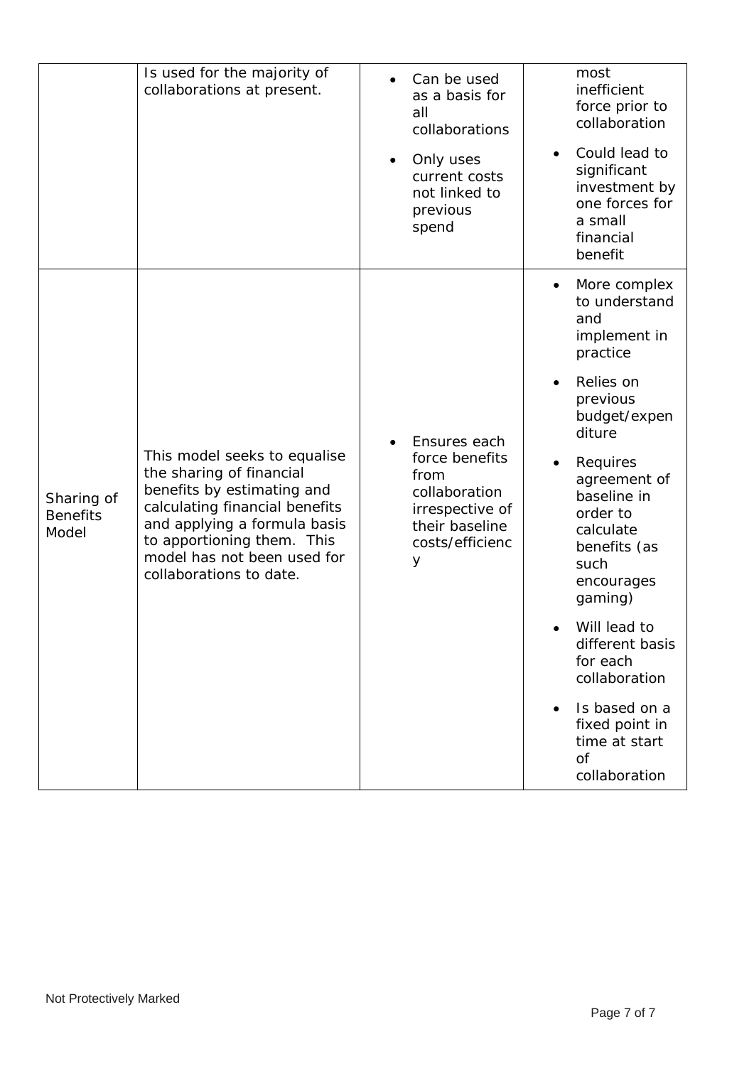| | | | |
|---|---|---|---|
| | Is used for the majority of collaborations at present. | • Can be used as a basis for all collaborations<br>• Only uses current costs not linked to previous spend | most inefficient force prior to collaboration<br>• Could lead to significant investment by one forces for a small financial benefit |
| Sharing of Benefits Model | This model seeks to equalise the sharing of financial benefits by estimating and calculating financial benefits and applying a formula basis to apportioning them. This model has not been used for collaborations to date. | • Ensures each force benefits from collaboration irrespective of their baseline costs/efficiency | • More complex to understand and implement in practice<br>• Relies on previous budget/expenditure<br>• Requires agreement of baseline in order to calculate benefits (as such encourages gaming)<br>• Will lead to different basis for each collaboration<br>• Is based on a fixed point in time at start of collaboration |

Not Protectively Marked